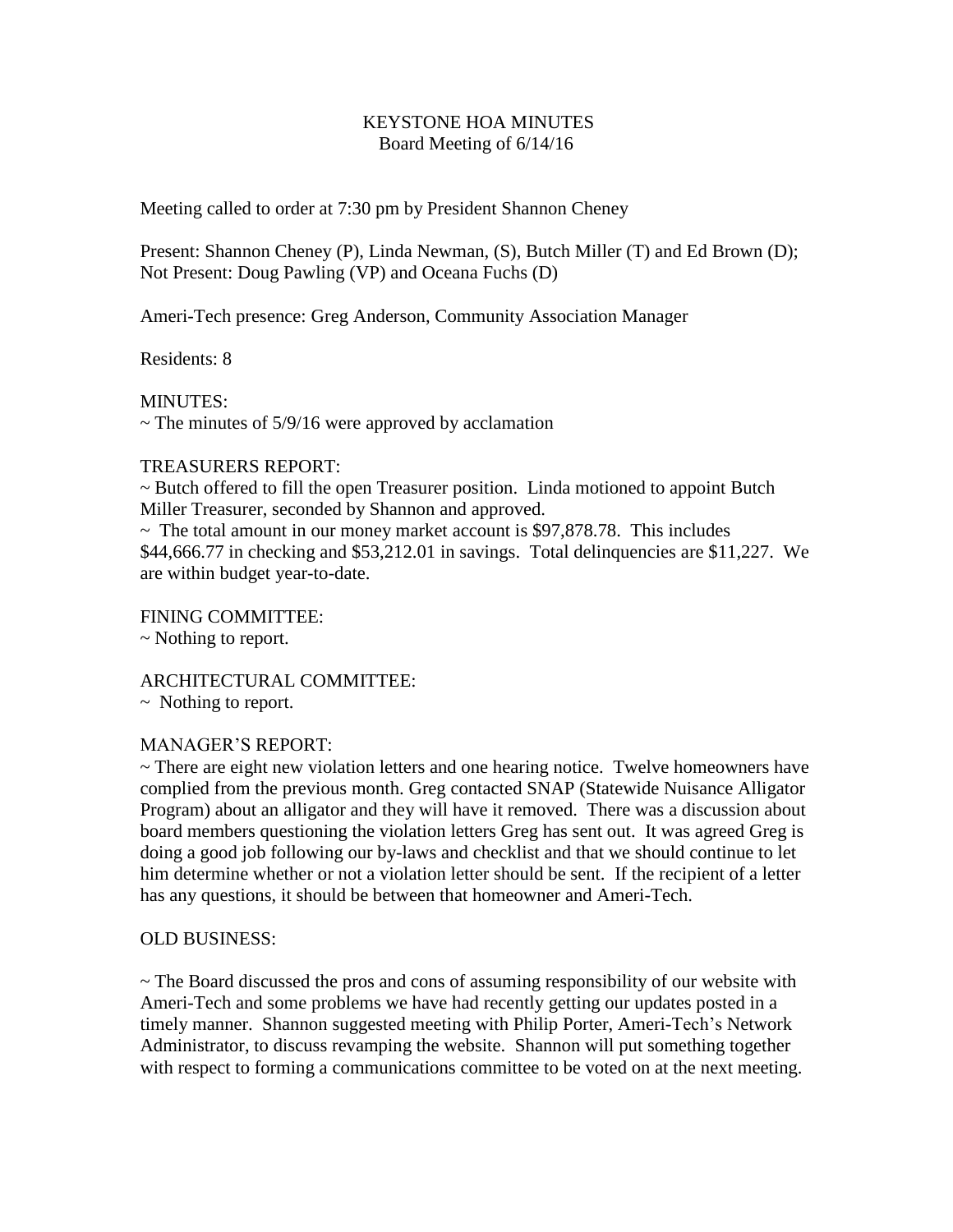# KEYSTONE HOA MINUTES

## Board Meeting of 6/14/16

Meeting called to order at 7:30 pm by President Shannon Cheney

Present: Shannon Cheney (P), Linda Newman, (S), Butch Miller (T) and Ed Brown (D); Not Present: Doug Pawling (VP) and Oceana Fuchs (D)

Ameri-Tech presence: Greg Anderson, Community Association Manager

Residents: 8

MINUTES:

~ The minutes of 5/9/16 were approved by acclamation

TREASURERS REPORT:

~ Butch offered to fill the open Treasurer position. Linda motioned to appoint Butch Miller Treasurer, seconded by Shannon and approved.

~ The total amount in our money market account is $97,878.78. This includes $44,666.77 in checking and $53,212.01 in savings. Total delinquencies are $11,227. We are within budget year-to-date.

FINING COMMITTEE:

~ Nothing to report.

ARCHITECTURAL COMMITTEE:

~ Nothing to report.

MANAGER'S REPORT:

~ There are eight new violation letters and one hearing notice. Twelve homeowners have complied from the previous month. Greg contacted SNAP (Statewide Nuisance Alligator Program) about an alligator and they will have it removed. There was a discussion about board members questioning the violation letters Greg has sent out. It was agreed Greg is doing a good job following our by-laws and checklist and that we should continue to let him determine whether or not a violation letter should be sent. If the recipient of a letter has any questions, it should be between that homeowner and Ameri-Tech.

OLD BUSINESS:

~ The Board discussed the pros and cons of assuming responsibility of our website with Ameri-Tech and some problems we have had recently getting our updates posted in a timely manner. Shannon suggested meeting with Philip Porter, Ameri-Tech's Network Administrator, to discuss revamping the website. Shannon will put something together with respect to forming a communications committee to be voted on at the next meeting.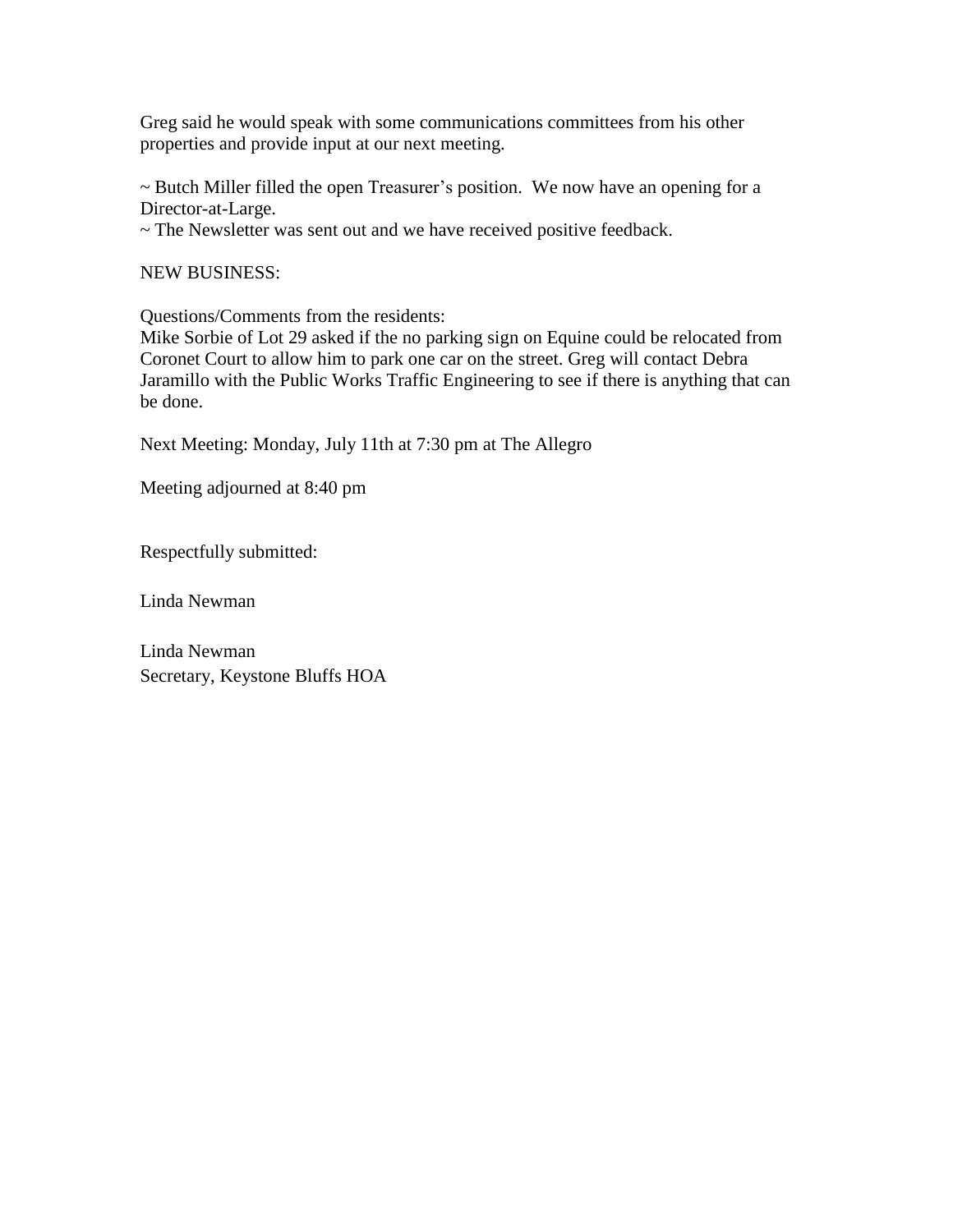Greg said he would speak with some communications committees from his other properties and provide input at our next meeting.

~ Butch Miller filled the open Treasurer's position. We now have an opening for a Director-at-Large.
~ The Newsletter was sent out and we have received positive feedback.

NEW BUSINESS:

Questions/Comments from the residents:
Mike Sorbie of Lot 29 asked if the no parking sign on Equine could be relocated from Coronet Court to allow him to park one car on the street. Greg will contact Debra Jaramillo with the Public Works Traffic Engineering to see if there is anything that can be done.

Next Meeting: Monday, July 11th at 7:30 pm at The Allegro

Meeting adjourned at 8:40 pm

Respectfully submitted:

Linda Newman

Linda Newman
Secretary, Keystone Bluffs HOA